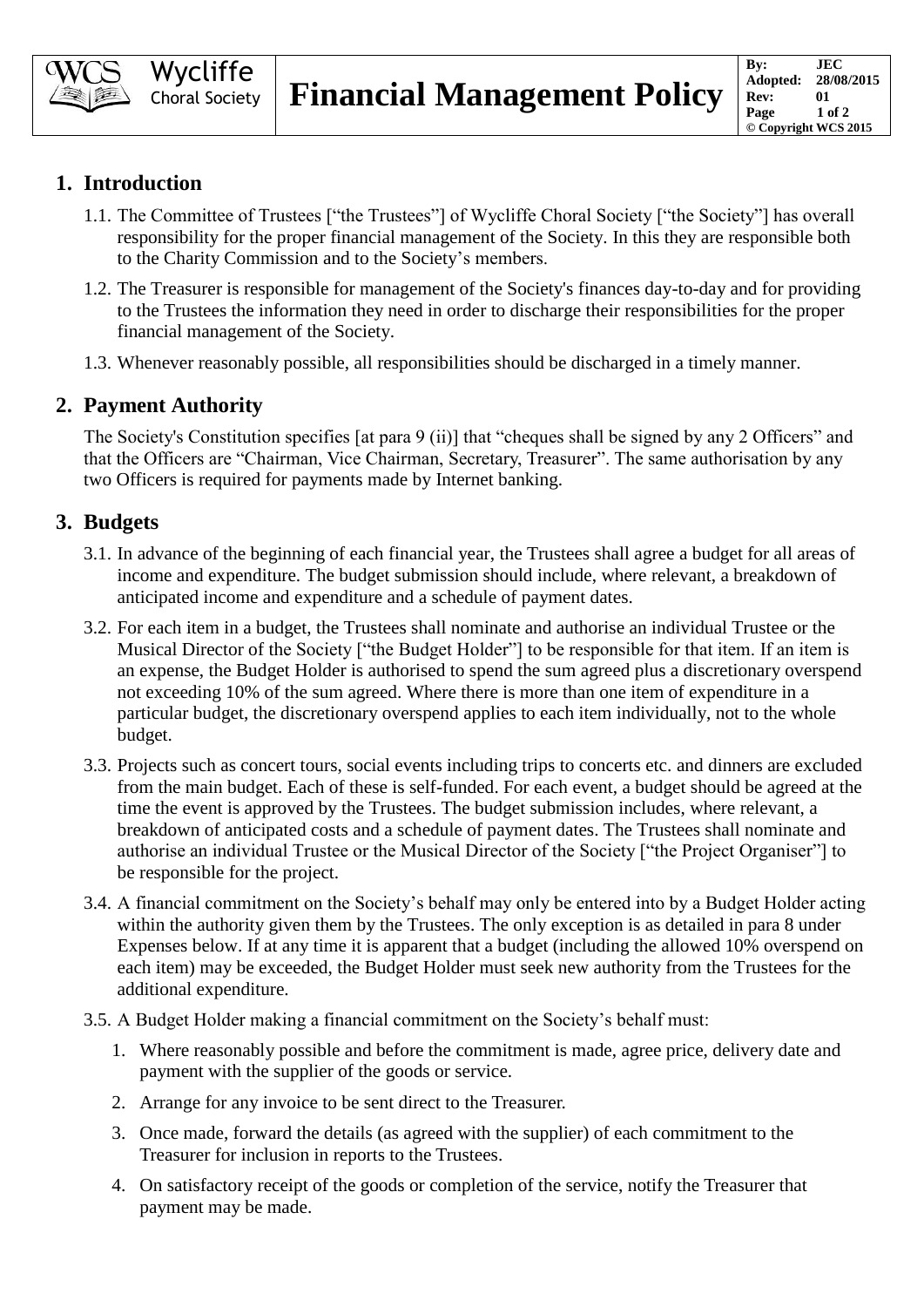# Financial Management Policy

## 1. Introduction

1.1. The Committee of Trustees ["the Trustees"] of Wycliffe Choral Society ["the Society"] has overall responsibility for the proper financial management of the Society. In this they are responsible both to the Charity Commission and to the Society's members.

1.2. The Treasurer is responsible for management of the Society's finances day-to-day and for providing to the Trustees the information they need in order to discharge their responsibilities for the proper financial management of the Society.

1.3. Whenever reasonably possible, all responsibilities should be discharged in a timely manner.

## 2. Payment Authority

The Society's Constitution specifies [at para 9 (ii)] that "cheques shall be signed by any 2 Officers" and that the Officers are "Chairman, Vice Chairman, Secretary, Treasurer". The same authorisation by any two Officers is required for payments made by Internet banking.

## 3. Budgets

3.1. In advance of the beginning of each financial year, the Trustees shall agree a budget for all areas of income and expenditure. The budget submission should include, where relevant, a breakdown of anticipated income and expenditure and a schedule of payment dates.

3.2. For each item in a budget, the Trustees shall nominate and authorise an individual Trustee or the Musical Director of the Society ["the Budget Holder"] to be responsible for that item. If an item is an expense, the Budget Holder is authorised to spend the sum agreed plus a discretionary overspend not exceeding 10% of the sum agreed. Where there is more than one item of expenditure in a particular budget, the discretionary overspend applies to each item individually, not to the whole budget.

3.3. Projects such as concert tours, social events including trips to concerts etc. and dinners are excluded from the main budget. Each of these is self-funded. For each event, a budget should be agreed at the time the event is approved by the Trustees. The budget submission includes, where relevant, a breakdown of anticipated costs and a schedule of payment dates. The Trustees shall nominate and authorise an individual Trustee or the Musical Director of the Society ["the Project Organiser"] to be responsible for the project.

3.4. A financial commitment on the Society's behalf may only be entered into by a Budget Holder acting within the authority given them by the Trustees. The only exception is as detailed in para 8 under Expenses below. If at any time it is apparent that a budget (including the allowed 10% overspend on each item) may be exceeded, the Budget Holder must seek new authority from the Trustees for the additional expenditure.

3.5. A Budget Holder making a financial commitment on the Society's behalf must:

1. Where reasonably possible and before the commitment is made, agree price, delivery date and payment with the supplier of the goods or service.
2. Arrange for any invoice to be sent direct to the Treasurer.
3. Once made, forward the details (as agreed with the supplier) of each commitment to the Treasurer for inclusion in reports to the Trustees.
4. On satisfactory receipt of the goods or completion of the service, notify the Treasurer that payment may be made.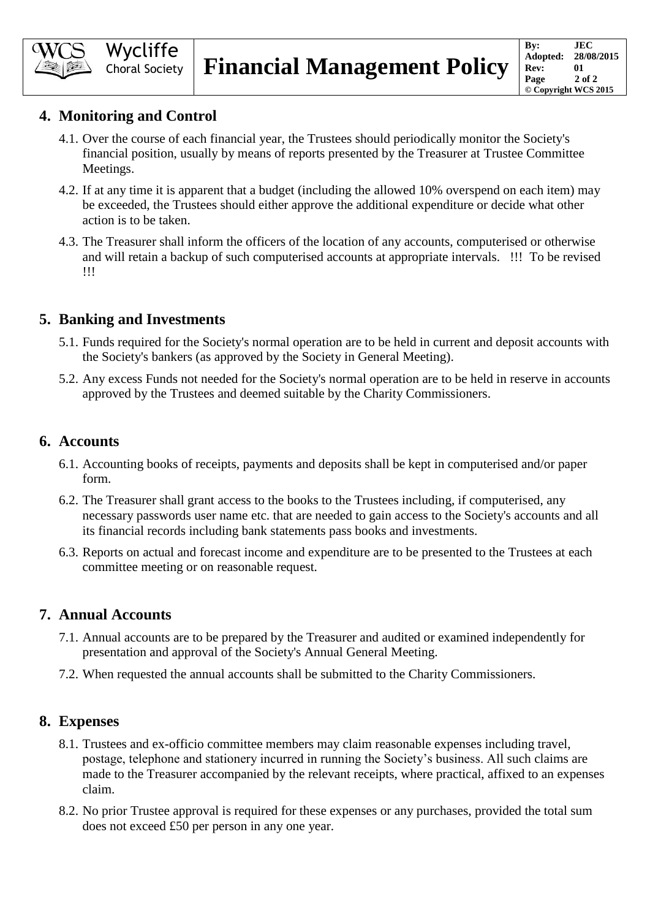## 4. Monitoring and Control

4.1. Over the course of each financial year, the Trustees should periodically monitor the Society's financial position, usually by means of reports presented by the Treasurer at Trustee Committee Meetings.

4.2. If at any time it is apparent that a budget (including the allowed 10% overspend on each item) may be exceeded, the Trustees should either approve the additional expenditure or decide what other action is to be taken.

4.3. The Treasurer shall inform the officers of the location of any accounts, computerised or otherwise and will retain a backup of such computerised accounts at appropriate intervals. !!! To be revised !!!

## 5. Banking and Investments

5.1. Funds required for the Society's normal operation are to be held in current and deposit accounts with the Society's bankers (as approved by the Society in General Meeting).

5.2. Any excess Funds not needed for the Society's normal operation are to be held in reserve in accounts approved by the Trustees and deemed suitable by the Charity Commissioners.

## 6. Accounts

6.1. Accounting books of receipts, payments and deposits shall be kept in computerised and/or paper form.

6.2. The Treasurer shall grant access to the books to the Trustees including, if computerised, any necessary passwords user name etc. that are needed to gain access to the Society's accounts and all its financial records including bank statements pass books and investments.

6.3. Reports on actual and forecast income and expenditure are to be presented to the Trustees at each committee meeting or on reasonable request.

## 7. Annual Accounts

7.1. Annual accounts are to be prepared by the Treasurer and audited or examined independently for presentation and approval of the Society's Annual General Meeting.

7.2. When requested the annual accounts shall be submitted to the Charity Commissioners.

## 8. Expenses

8.1. Trustees and ex-officio committee members may claim reasonable expenses including travel, postage, telephone and stationery incurred in running the Society's business. All such claims are made to the Treasurer accompanied by the relevant receipts, where practical, affixed to an expenses claim.

8.2. No prior Trustee approval is required for these expenses or any purchases, provided the total sum does not exceed £50 per person in any one year.